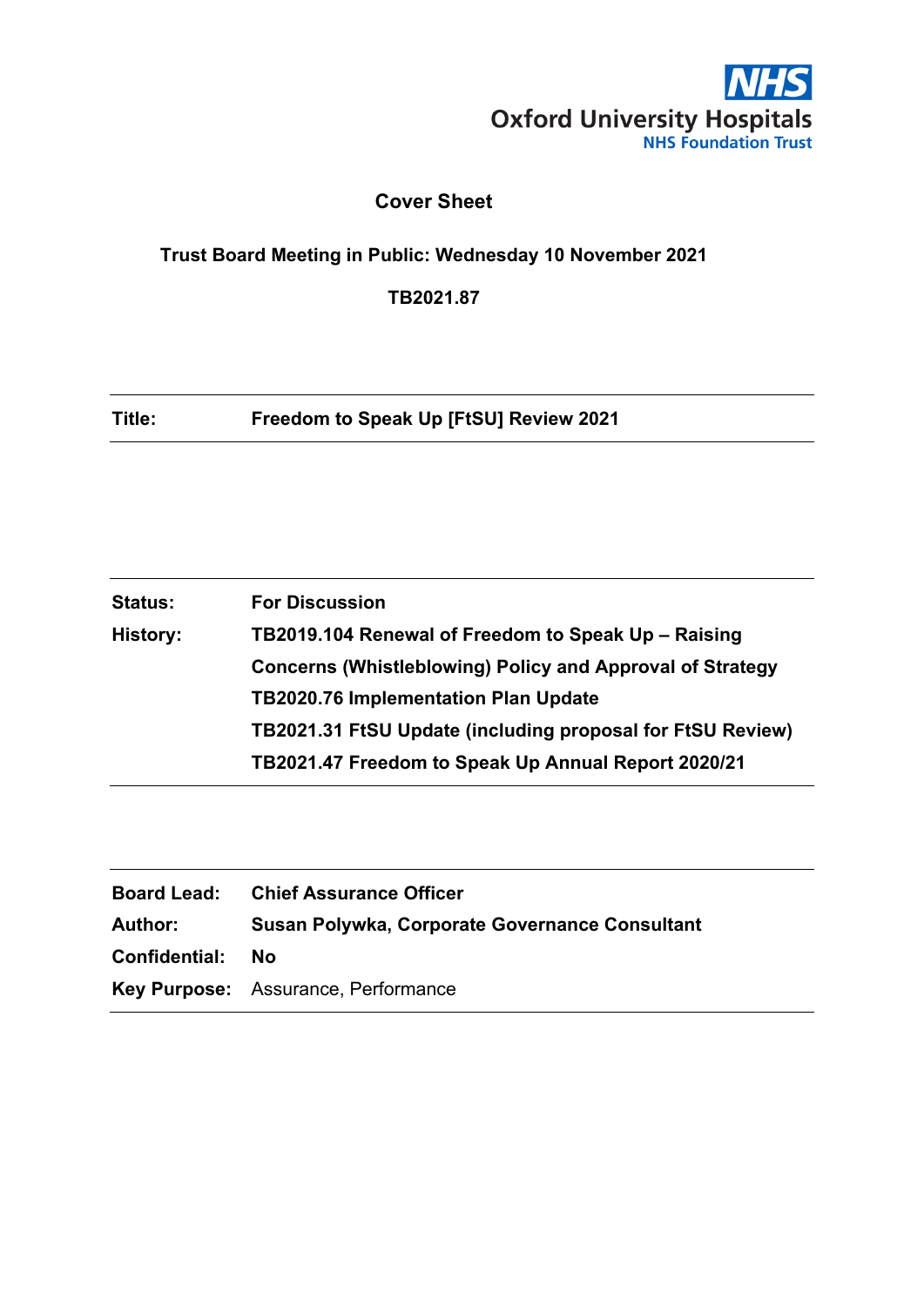NHS
Oxford University Hospitals
NHS Foundation Trust

# Cover Sheet

**Trust Board Meeting in Public: Wednesday 10 November 2021**

**TB2021.87**

| | |
|---|---|
| **Title:** | **Freedom to Speak Up [FtSU] Review 2021** |

| | |
|---|---|
| **Status:** | **For Discussion** |
| **History:** | **TB2019.104 Renewal of Freedom to Speak Up – Raising Concerns (Whistleblowing) Policy and Approval of Strategy**<br>**TB2020.76 Implementation Plan Update**<br>**TB2021.31 FtSU Update (including proposal for FtSU Review)**<br>**TB2021.47 Freedom to Speak Up Annual Report 2020/21** |

| | |
|---|---|
| **Board Lead:** | **Chief Assurance Officer** |
| **Author:** | **Susan Polywka, Corporate Governance Consultant** |
| **Confidential:** | **No** |
| **Key Purpose:** | Assurance, Performance |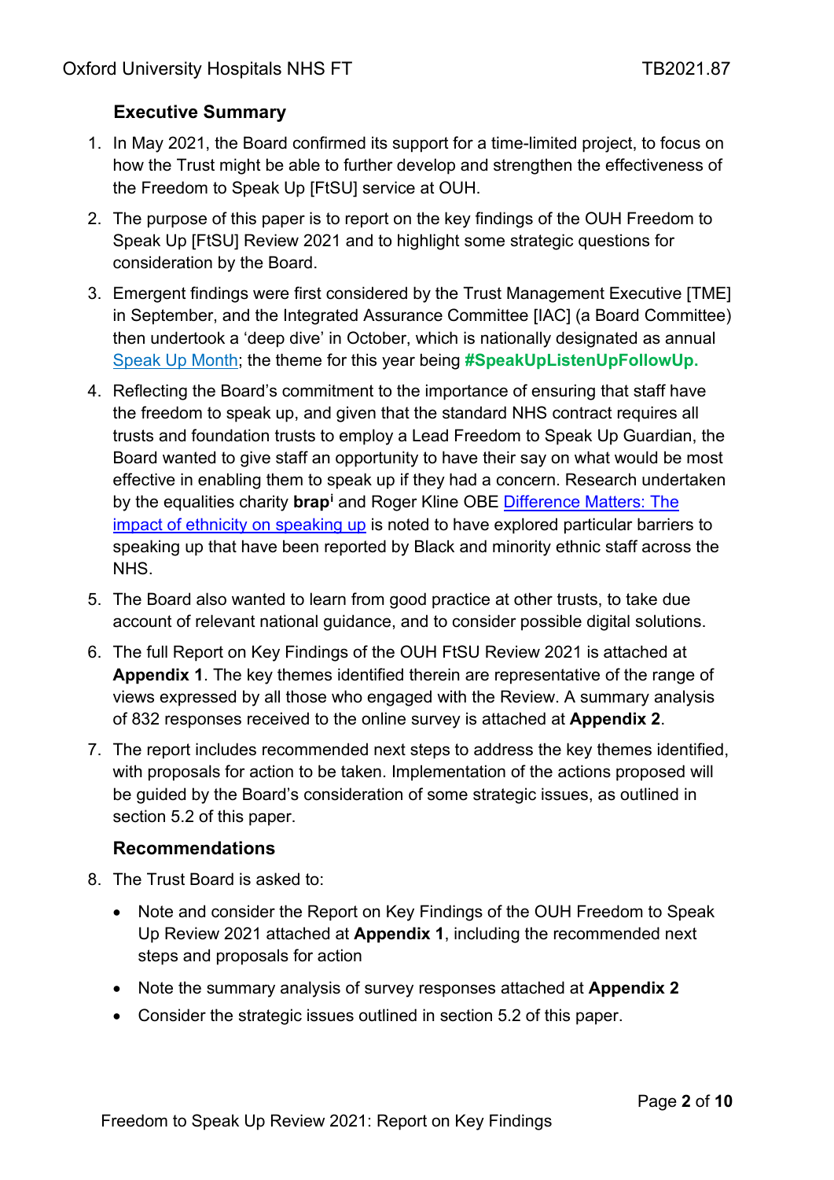## Executive Summary

1. In May 2021, the Board confirmed its support for a time-limited project, to focus on how the Trust might be able to further develop and strengthen the effectiveness of the Freedom to Speak Up [FtSU] service at OUH.
2. The purpose of this paper is to report on the key findings of the OUH Freedom to Speak Up [FtSU] Review 2021 and to highlight some strategic questions for consideration by the Board.
3. Emergent findings were first considered by the Trust Management Executive [TME] in September, and the Integrated Assurance Committee [IAC] (a Board Committee) then undertook a 'deep dive' in October, which is nationally designated as annual Speak Up Month; the theme for this year being **#SpeakUpListenUpFollowUp.**
4. Reflecting the Board's commitment to the importance of ensuring that staff have the freedom to speak up, and given that the standard NHS contract requires all trusts and foundation trusts to employ a Lead Freedom to Speak Up Guardian, the Board wanted to give staff an opportunity to have their say on what would be most effective in enabling them to speak up if they had a concern. Research undertaken by the equalities charity **brap**[i] and Roger Kline OBE Difference Matters: The impact of ethnicity on speaking up is noted to have explored particular barriers to speaking up that have been reported by Black and minority ethnic staff across the NHS.
5. The Board also wanted to learn from good practice at other trusts, to take due account of relevant national guidance, and to consider possible digital solutions.
6. The full Report on Key Findings of the OUH FtSU Review 2021 is attached at **Appendix 1**. The key themes identified therein are representative of the range of views expressed by all those who engaged with the Review. A summary analysis of 832 responses received to the online survey is attached at **Appendix 2**.
7. The report includes recommended next steps to address the key themes identified, with proposals for action to be taken. Implementation of the actions proposed will be guided by the Board's consideration of some strategic issues, as outlined in section 5.2 of this paper.

## Recommendations

8. The Trust Board is asked to:
   - Note and consider the Report on Key Findings of the OUH Freedom to Speak Up Review 2021 attached at **Appendix 1**, including the recommended next steps and proposals for action
   - Note the summary analysis of survey responses attached at **Appendix 2**
   - Consider the strategic issues outlined in section 5.2 of this paper.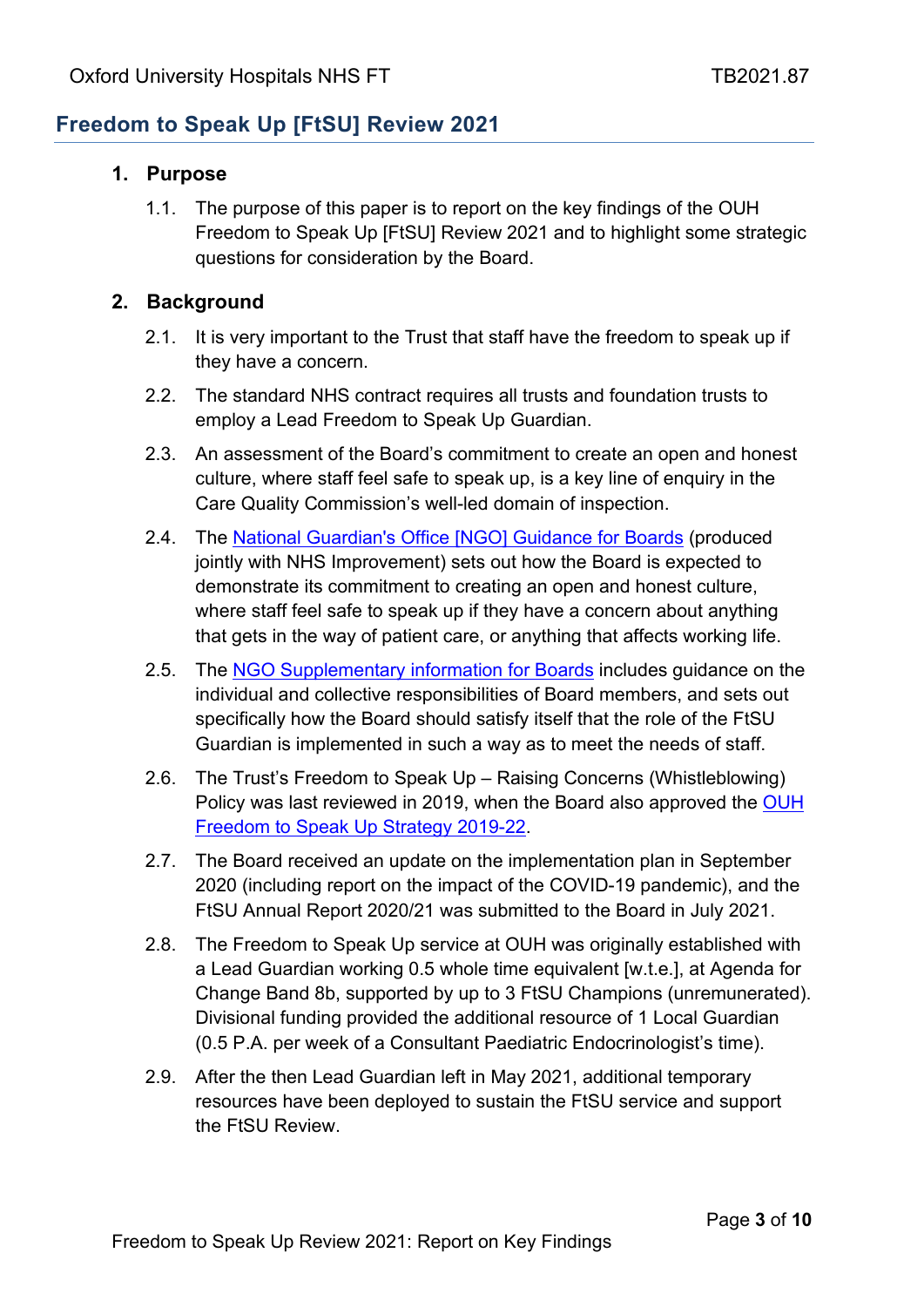## Freedom to Speak Up [FtSU] Review 2021

### 1. Purpose

1.1. The purpose of this paper is to report on the key findings of the OUH Freedom to Speak Up [FtSU] Review 2021 and to highlight some strategic questions for consideration by the Board.

### 2. Background

2.1. It is very important to the Trust that staff have the freedom to speak up if they have a concern.

2.2. The standard NHS contract requires all trusts and foundation trusts to employ a Lead Freedom to Speak Up Guardian.

2.3. An assessment of the Board's commitment to create an open and honest culture, where staff feel safe to speak up, is a key line of enquiry in the Care Quality Commission's well-led domain of inspection.

2.4. The National Guardian's Office [NGO] Guidance for Boards (produced jointly with NHS Improvement) sets out how the Board is expected to demonstrate its commitment to creating an open and honest culture, where staff feel safe to speak up if they have a concern about anything that gets in the way of patient care, or anything that affects working life.

2.5. The NGO Supplementary information for Boards includes guidance on the individual and collective responsibilities of Board members, and sets out specifically how the Board should satisfy itself that the role of the FtSU Guardian is implemented in such a way as to meet the needs of staff.

2.6. The Trust's Freedom to Speak Up – Raising Concerns (Whistleblowing) Policy was last reviewed in 2019, when the Board also approved the OUH Freedom to Speak Up Strategy 2019-22.

2.7. The Board received an update on the implementation plan in September 2020 (including report on the impact of the COVID-19 pandemic), and the FtSU Annual Report 2020/21 was submitted to the Board in July 2021.

2.8. The Freedom to Speak Up service at OUH was originally established with a Lead Guardian working 0.5 whole time equivalent [w.t.e.], at Agenda for Change Band 8b, supported by up to 3 FtSU Champions (unremunerated). Divisional funding provided the additional resource of 1 Local Guardian (0.5 P.A. per week of a Consultant Paediatric Endocrinologist's time).

2.9. After the then Lead Guardian left in May 2021, additional temporary resources have been deployed to sustain the FtSU service and support the FtSU Review.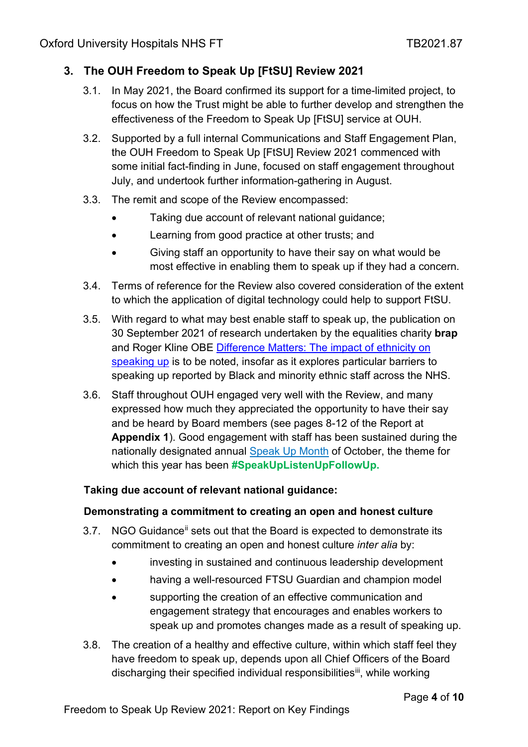## 3. The OUH Freedom to Speak Up [FtSU] Review 2021

3.1. In May 2021, the Board confirmed its support for a time-limited project, to focus on how the Trust might be able to further develop and strengthen the effectiveness of the Freedom to Speak Up [FtSU] service at OUH.

3.2. Supported by a full internal Communications and Staff Engagement Plan, the OUH Freedom to Speak Up [FtSU] Review 2021 commenced with some initial fact-finding in June, focused on staff engagement throughout July, and undertook further information-gathering in August.

3.3. The remit and scope of the Review encompassed:

- Taking due account of relevant national guidance;
- Learning from good practice at other trusts; and
- Giving staff an opportunity to have their say on what would be most effective in enabling them to speak up if they had a concern.

3.4. Terms of reference for the Review also covered consideration of the extent to which the application of digital technology could help to support FtSU.

3.5. With regard to what may best enable staff to speak up, the publication on 30 September 2021 of research undertaken by the equalities charity **brap** and Roger Kline OBE Difference Matters: The impact of ethnicity on speaking up is to be noted, insofar as it explores particular barriers to speaking up reported by Black and minority ethnic staff across the NHS.

3.6. Staff throughout OUH engaged very well with the Review, and many expressed how much they appreciated the opportunity to have their say and be heard by Board members (see pages 8-12 of the Report at **Appendix 1**). Good engagement with staff has been sustained during the nationally designated annual Speak Up Month of October, the theme for which this year has been **#SpeakUpListenUpFollowUp.**

**Taking due account of relevant national guidance:**

**Demonstrating a commitment to creating an open and honest culture**

3.7. NGO Guidance[ii] sets out that the Board is expected to demonstrate its commitment to creating an open and honest culture *inter alia* by:

- investing in sustained and continuous leadership development
- having a well-resourced FTSU Guardian and champion model
- supporting the creation of an effective communication and engagement strategy that encourages and enables workers to speak up and promotes changes made as a result of speaking up.

3.8. The creation of a healthy and effective culture, within which staff feel they have freedom to speak up, depends upon all Chief Officers of the Board discharging their specified individual responsibilities[iii], while working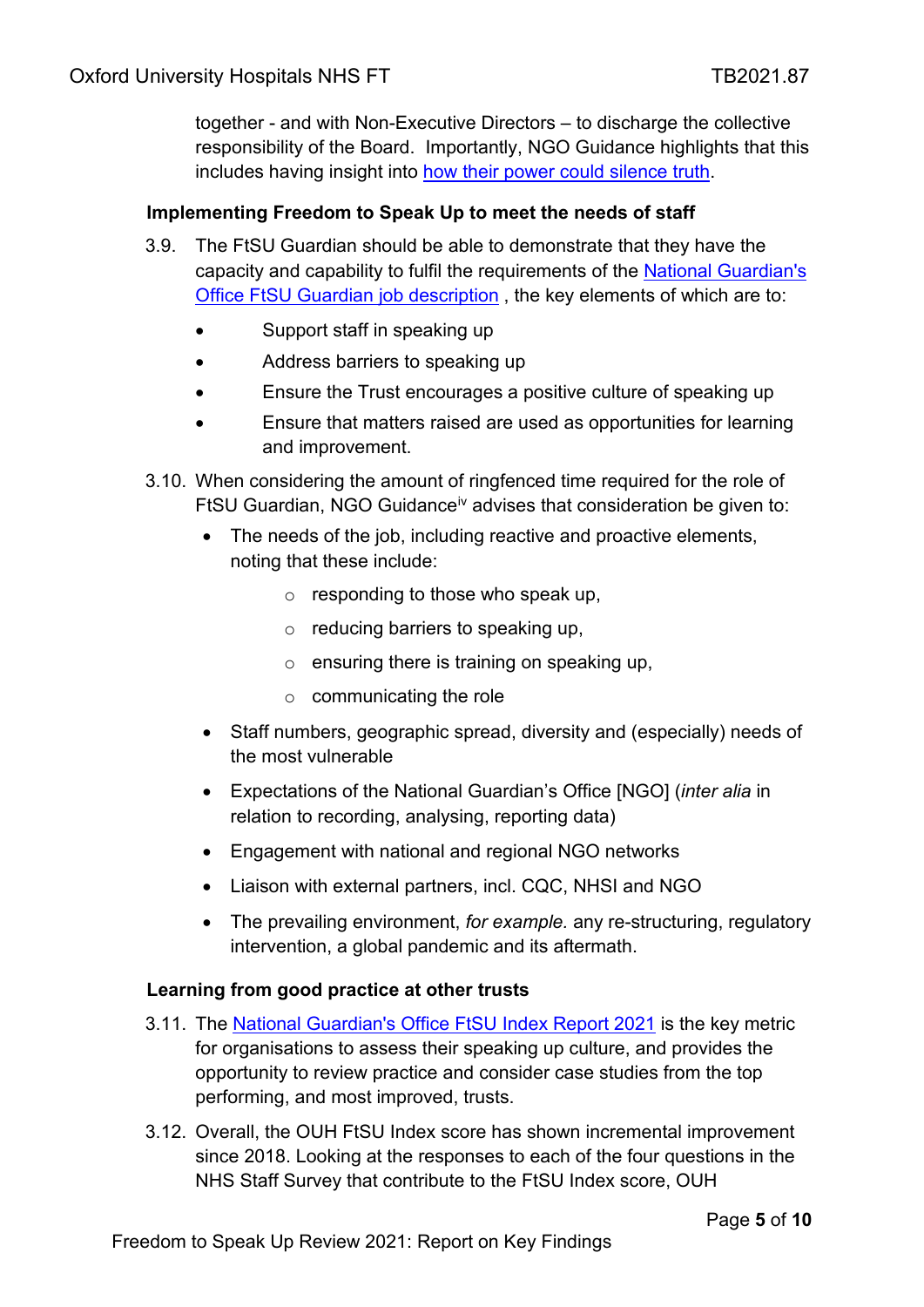together - and with Non-Executive Directors – to discharge the collective responsibility of the Board. Importantly, NGO Guidance highlights that this includes having insight into how their power could silence truth.

### Implementing Freedom to Speak Up to meet the needs of staff

3.9. The FtSU Guardian should be able to demonstrate that they have the capacity and capability to fulfil the requirements of the National Guardian's Office FtSU Guardian job description , the key elements of which are to:

- Support staff in speaking up
- Address barriers to speaking up
- Ensure the Trust encourages a positive culture of speaking up
- Ensure that matters raised are used as opportunities for learning and improvement.

3.10. When considering the amount of ringfenced time required for the role of FtSU Guardian, NGO Guidance[iv] advises that consideration be given to:

- The needs of the job, including reactive and proactive elements, noting that these include:
    - responding to those who speak up,
    - reducing barriers to speaking up,
    - ensuring there is training on speaking up,
    - communicating the role
- Staff numbers, geographic spread, diversity and (especially) needs of the most vulnerable
- Expectations of the National Guardian's Office [NGO] (*inter alia* in relation to recording, analysing, reporting data)
- Engagement with national and regional NGO networks
- Liaison with external partners, incl. CQC, NHSI and NGO
- The prevailing environment, *for example.* any re-structuring, regulatory intervention, a global pandemic and its aftermath.

### Learning from good practice at other trusts

3.11. The National Guardian's Office FtSU Index Report 2021 is the key metric for organisations to assess their speaking up culture, and provides the opportunity to review practice and consider case studies from the top performing, and most improved, trusts.

3.12. Overall, the OUH FtSU Index score has shown incremental improvement since 2018. Looking at the responses to each of the four questions in the NHS Staff Survey that contribute to the FtSU Index score, OUH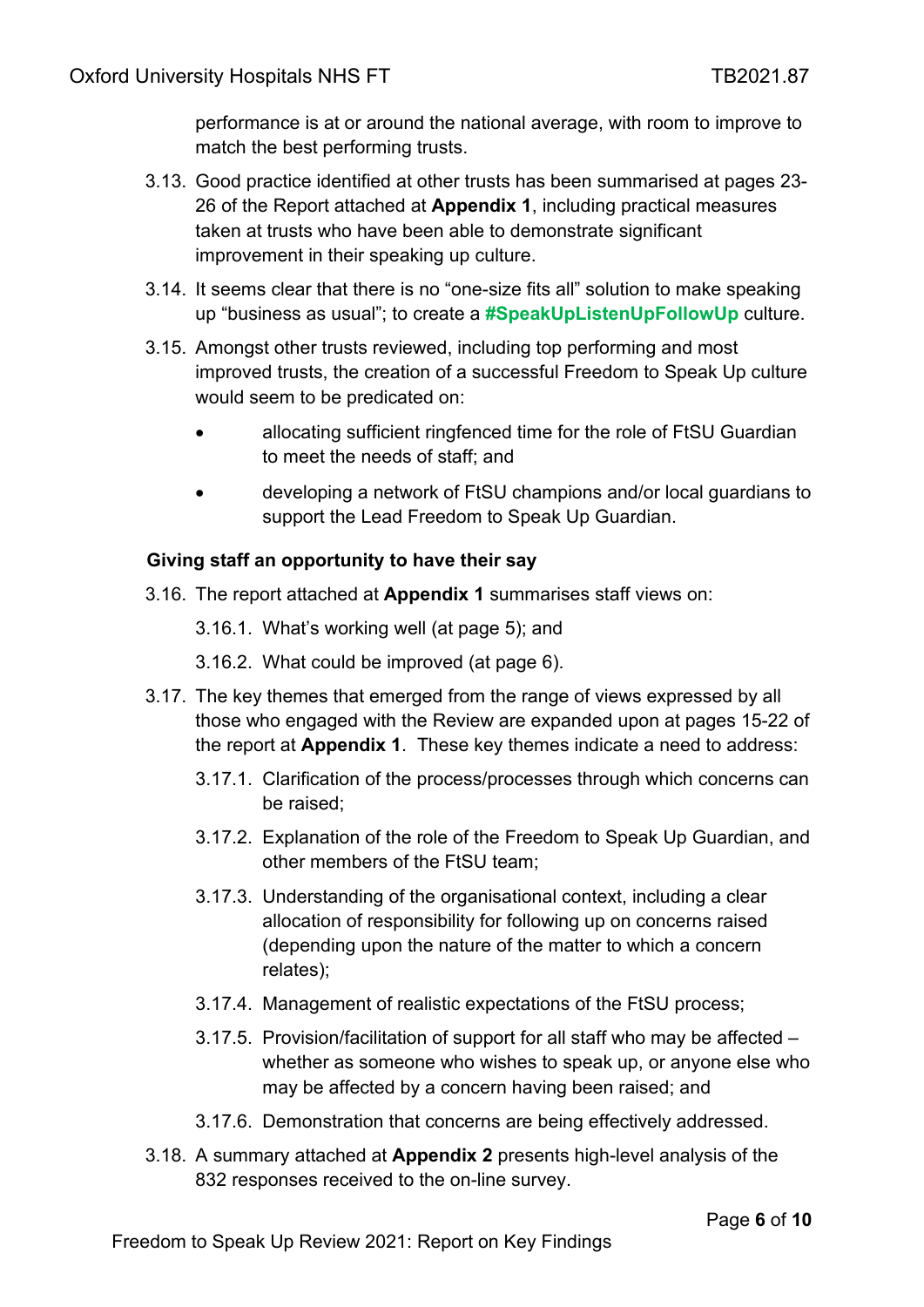performance is at or around the national average, with room to improve to match the best performing trusts.

3.13. Good practice identified at other trusts has been summarised at pages 23-26 of the Report attached at **Appendix 1**, including practical measures taken at trusts who have been able to demonstrate significant improvement in their speaking up culture.

3.14. It seems clear that there is no "one-size fits all" solution to make speaking up "business as usual"; to create a **#SpeakUpListenUpFollowUp** culture.

3.15. Amongst other trusts reviewed, including top performing and most improved trusts, the creation of a successful Freedom to Speak Up culture would seem to be predicated on:

- allocating sufficient ringfenced time for the role of FtSU Guardian to meet the needs of staff; and
- developing a network of FtSU champions and/or local guardians to support the Lead Freedom to Speak Up Guardian.

**Giving staff an opportunity to have their say**

3.16. The report attached at **Appendix 1** summarises staff views on:

3.16.1. What's working well (at page 5); and

3.16.2. What could be improved (at page 6).

3.17. The key themes that emerged from the range of views expressed by all those who engaged with the Review are expanded upon at pages 15-22 of the report at **Appendix 1**. These key themes indicate a need to address:

3.17.1. Clarification of the process/processes through which concerns can be raised;

3.17.2. Explanation of the role of the Freedom to Speak Up Guardian, and other members of the FtSU team;

3.17.3. Understanding of the organisational context, including a clear allocation of responsibility for following up on concerns raised (depending upon the nature of the matter to which a concern relates);

3.17.4. Management of realistic expectations of the FtSU process;

3.17.5. Provision/facilitation of support for all staff who may be affected – whether as someone who wishes to speak up, or anyone else who may be affected by a concern having been raised; and

3.17.6. Demonstration that concerns are being effectively addressed.

3.18. A summary attached at **Appendix 2** presents high-level analysis of the 832 responses received to the on-line survey.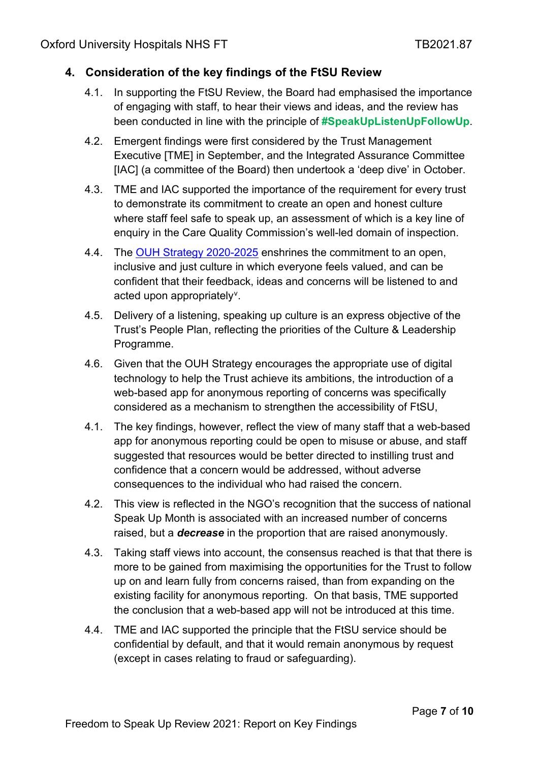## 4. Consideration of the key findings of the FtSU Review

4.1. In supporting the FtSU Review, the Board had emphasised the importance of engaging with staff, to hear their views and ideas, and the review has been conducted in line with the principle of **#SpeakUpListenUpFollowUp**.

4.2. Emergent findings were first considered by the Trust Management Executive [TME] in September, and the Integrated Assurance Committee [IAC] (a committee of the Board) then undertook a 'deep dive' in October.

4.3. TME and IAC supported the importance of the requirement for every trust to demonstrate its commitment to create an open and honest culture where staff feel safe to speak up, an assessment of which is a key line of enquiry in the Care Quality Commission's well-led domain of inspection.

4.4. The OUH Strategy 2020-2025 enshrines the commitment to an open, inclusive and just culture in which everyone feels valued, and can be confident that their feedback, ideas and concerns will be listened to and acted upon appropriately[v].

4.5. Delivery of a listening, speaking up culture is an express objective of the Trust's People Plan, reflecting the priorities of the Culture & Leadership Programme.

4.6. Given that the OUH Strategy encourages the appropriate use of digital technology to help the Trust achieve its ambitions, the introduction of a web-based app for anonymous reporting of concerns was specifically considered as a mechanism to strengthen the accessibility of FtSU,

4.1. The key findings, however, reflect the view of many staff that a web-based app for anonymous reporting could be open to misuse or abuse, and staff suggested that resources would be better directed to instilling trust and confidence that a concern would be addressed, without adverse consequences to the individual who had raised the concern.

4.2. This view is reflected in the NGO's recognition that the success of national Speak Up Month is associated with an increased number of concerns raised, but a ***decrease*** in the proportion that are raised anonymously.

4.3. Taking staff views into account, the consensus reached is that that there is more to be gained from maximising the opportunities for the Trust to follow up on and learn fully from concerns raised, than from expanding on the existing facility for anonymous reporting. On that basis, TME supported the conclusion that a web-based app will not be introduced at this time.

4.4. TME and IAC supported the principle that the FtSU service should be confidential by default, and that it would remain anonymous by request (except in cases relating to fraud or safeguarding).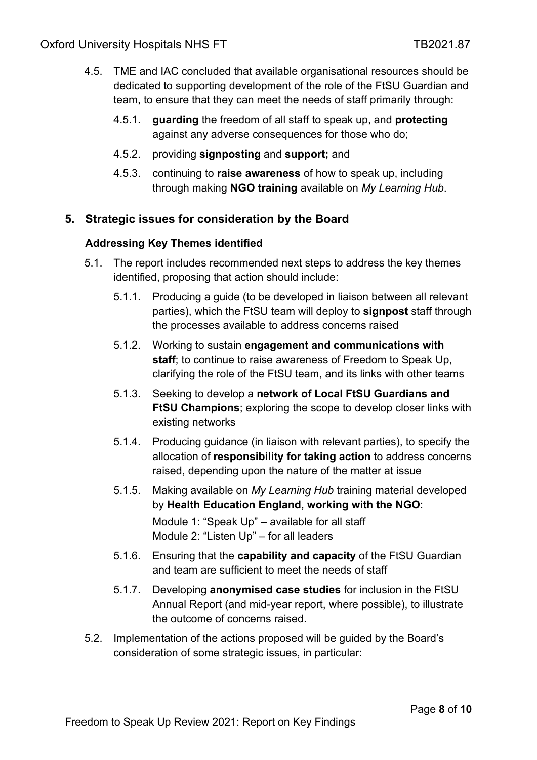4.5. TME and IAC concluded that available organisational resources should be dedicated to supporting development of the role of the FtSU Guardian and team, to ensure that they can meet the needs of staff primarily through:

   4.5.1. **guarding** the freedom of all staff to speak up, and **protecting** against any adverse consequences for those who do;

   4.5.2. providing **signposting** and **support;** and

   4.5.3. continuing to **raise awareness** of how to speak up, including through making **NGO training** available on *My Learning Hub*.

## 5. Strategic issues for consideration by the Board

### Addressing Key Themes identified

5.1. The report includes recommended next steps to address the key themes identified, proposing that action should include:

   5.1.1. Producing a guide (to be developed in liaison between all relevant parties), which the FtSU team will deploy to **signpost** staff through the processes available to address concerns raised

   5.1.2. Working to sustain **engagement and communications with staff**; to continue to raise awareness of Freedom to Speak Up, clarifying the role of the FtSU team, and its links with other teams

   5.1.3. Seeking to develop a **network of Local FtSU Guardians and FtSU Champions**; exploring the scope to develop closer links with existing networks

   5.1.4. Producing guidance (in liaison with relevant parties), to specify the allocation of **responsibility for taking action** to address concerns raised, depending upon the nature of the matter at issue

   5.1.5. Making available on *My Learning Hub* training material developed by **Health Education England, working with the NGO**:
   Module 1: "Speak Up" – available for all staff
   Module 2: "Listen Up" – for all leaders

   5.1.6. Ensuring that the **capability and capacity** of the FtSU Guardian and team are sufficient to meet the needs of staff

   5.1.7. Developing **anonymised case studies** for inclusion in the FtSU Annual Report (and mid-year report, where possible), to illustrate the outcome of concerns raised.

5.2. Implementation of the actions proposed will be guided by the Board's consideration of some strategic issues, in particular: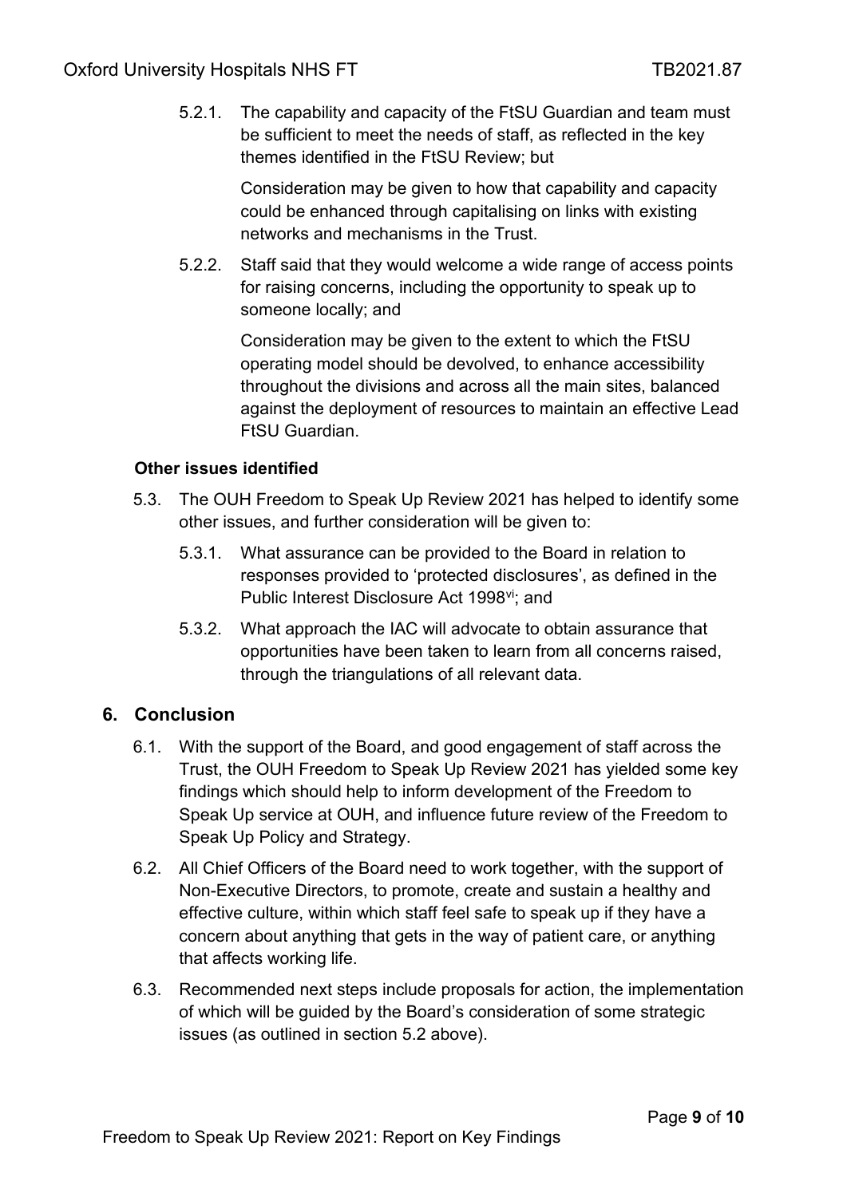5.2.1. The capability and capacity of the FtSU Guardian and team must be sufficient to meet the needs of staff, as reflected in the key themes identified in the FtSU Review; but

Consideration may be given to how that capability and capacity could be enhanced through capitalising on links with existing networks and mechanisms in the Trust.

5.2.2. Staff said that they would welcome a wide range of access points for raising concerns, including the opportunity to speak up to someone locally; and

Consideration may be given to the extent to which the FtSU operating model should be devolved, to enhance accessibility throughout the divisions and across all the main sites, balanced against the deployment of resources to maintain an effective Lead FtSU Guardian.

**Other issues identified**

5.3. The OUH Freedom to Speak Up Review 2021 has helped to identify some other issues, and further consideration will be given to:

5.3.1. What assurance can be provided to the Board in relation to responses provided to 'protected disclosures', as defined in the Public Interest Disclosure Act 1998[vi]; and

5.3.2. What approach the IAC will advocate to obtain assurance that opportunities have been taken to learn from all concerns raised, through the triangulations of all relevant data.

## 6. Conclusion

6.1. With the support of the Board, and good engagement of staff across the Trust, the OUH Freedom to Speak Up Review 2021 has yielded some key findings which should help to inform development of the Freedom to Speak Up service at OUH, and influence future review of the Freedom to Speak Up Policy and Strategy.

6.2. All Chief Officers of the Board need to work together, with the support of Non-Executive Directors, to promote, create and sustain a healthy and effective culture, within which staff feel safe to speak up if they have a concern about anything that gets in the way of patient care, or anything that affects working life.

6.3. Recommended next steps include proposals for action, the implementation of which will be guided by the Board's consideration of some strategic issues (as outlined in section 5.2 above).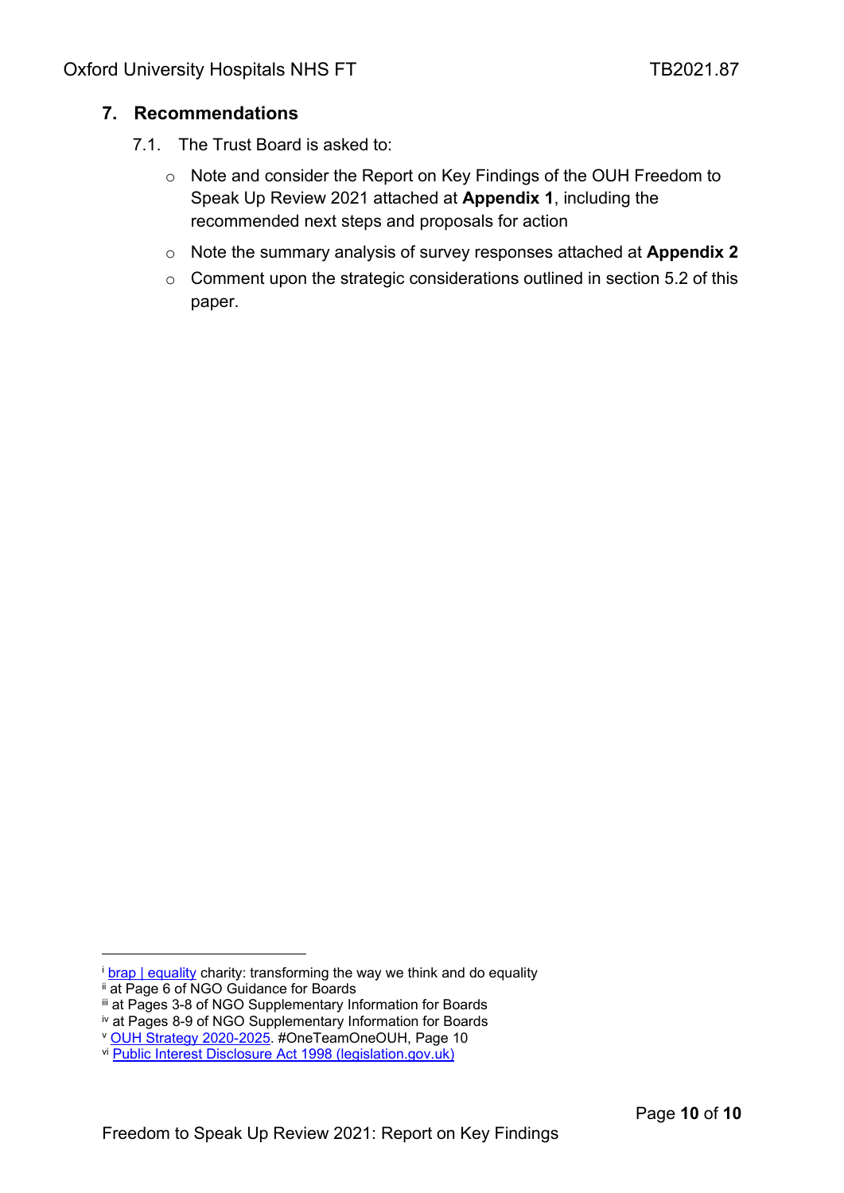## 7. Recommendations

7.1. The Trust Board is asked to:

- Note and consider the Report on Key Findings of the OUH Freedom to Speak Up Review 2021 attached at **Appendix 1**, including the recommended next steps and proposals for action
- Note the summary analysis of survey responses attached at **Appendix 2**
- Comment upon the strategic considerations outlined in section 5.2 of this paper.

---

[i] brap | equality charity: transforming the way we think and do equality
[ii] at Page 6 of NGO Guidance for Boards
[iii] at Pages 3-8 of NGO Supplementary Information for Boards
[iv] at Pages 8-9 of NGO Supplementary Information for Boards
[v] OUH Strategy 2020-2025. #OneTeamOneOUH, Page 10
[vi] Public Interest Disclosure Act 1998 (legislation.gov.uk)